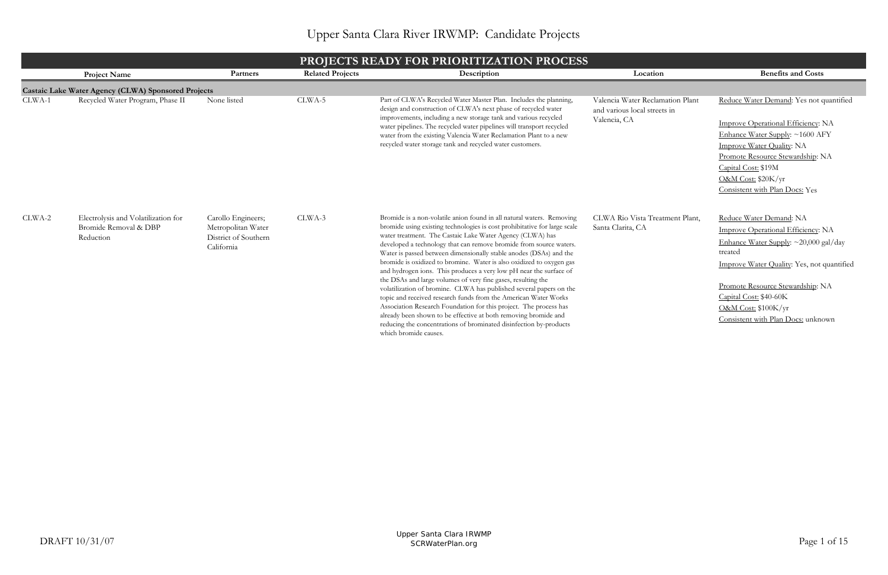# Upper Santa Clara River IRWMP: Candidate Projects

## PROJECTS READY FOR PRIORITIZATION PROCESS

| | Project Name | Partners | Related Projects | Description | Location | Benefits and Costs |
|---|---|---|---|---|---|---|
| **Castaic Lake Water Agency (CLWA) Sponsored Projects** | | | | | | |
| CLWA-1 | Recycled Water Program, Phase II | None listed | CLWA-5 | Part of CLWA's Recycled Water Master Plan. Includes the planning, design and construction of CLWA's next phase of recycled water improvements, including a new storage tank and various recycled water pipelines. The recycled water pipelines will transport recycled water from the existing Valencia Water Reclamation Plant to a new recycled water storage tank and recycled water customers. | Valencia Water Reclamation Plant and various local streets in Valencia, CA | Reduce Water Demand: Yes not quantified<br>Improve Operational Efficiency: NA<br>Enhance Water Supply: ~1600 AFY<br>Improve Water Quality: NA<br>Promote Resource Stewardship: NA<br>Capital Cost: $19M<br>O&M Cost: $20K/yr<br>Consistent with Plan Docs: Yes |
| CLWA-2 | Electrolysis and Volatilization for Bromide Removal & DBP Reduction | Carollo Engineers; Metropolitan Water District of Southern California | CLWA-3 | Bromide is a non-volatile anion found in all natural waters. Removing bromide using existing technologies is cost prohibitative for large scale water treatment. The Castaic Lake Water Agency (CLWA) has developed a technology that can remove bromide from source waters. Water is passed between dimensionally stable anodes (DSAs) and the bromide is oxidized to bromine. Water is also oxidized to oxygen gas and hydrogen ions. This produces a very low pH near the surface of the DSAs and large volumes of very fine gases, resulting the volatilization of bromine. CLWA has published several papers on the topic and received research funds from the American Water Works Association Research Foundation for this project. The process has already been shown to be effective at both removing bromide and reducing the concentrations of brominated disinfection by-products which bromide causes. | CLWA Rio Vista Treatment Plant, Santa Clarita, CA | Reduce Water Demand: NA<br>Improve Operational Efficiency: NA<br>Enhance Water Supply: ~20,000 gal/day treated<br>Improve Water Quality: Yes, not quantified<br>Promote Resource Stewardship: NA<br>Capital Cost: $40-60K<br>O&M Cost: $100K/yr<br>Consistent with Plan Docs: unknown |

DRAFT 10/31/07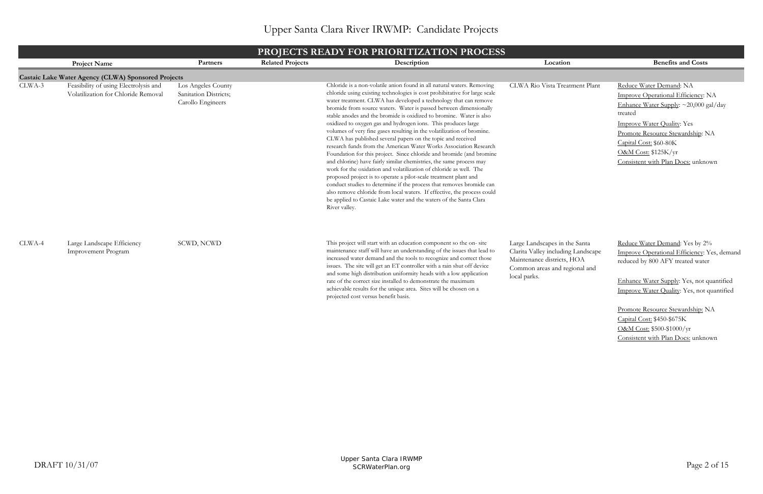# Upper Santa Clara River IRWMP: Candidate Projects

## PROJECTS READY FOR PRIORITIZATION PROCESS

| | Project Name | Partners | Related Projects | Description | Location | Benefits and Costs |
|---|---|---|---|---|---|---|
| **Castaic Lake Water Agency (CLWA) Sponsored Projects** | | | | | | |
| CLWA-3 | Feasibility of using Electrolysis and Volatilization for Chloride Removal | Los Angeles County Sanitation Districts; Carollo Engineers | | Chloride is a non-volatile anion found in all natural waters. Removing chloride using existing technologies is cost prohibitative for large scale water treatment. CLWA has developed a technology that can remove bromide from source waters. Water is passed between dimensionally stable anodes and the bromide is oxidized to bromine. Water is also oxidized to oxygen gas and hydrogen ions. This produces large volumes of very fine gases resulting in the volatilization of bromine. CLWA has published several papers on the topic and received research funds from the American Water Works Association Research Foundation for this project. Since chloride and bromide (and bromine and chlorine) have fairly similar chemistries, the same process may work for the oxidation and volatilization of chloride as well. The proposed project is to operate a pilot-scale treatment plant and conduct studies to determine if the process that removes bromide can also remove chloride from local waters. If effective, the process could be applied to Castaic Lake water and the waters of the Santa Clara River valley. | CLWA Rio Vista Treatment Plant | Reduce Water Demand: NA<br>Improve Operational Efficiency: NA<br>Enhance Water Supply: ~20,000 gal/day treated<br>Improve Water Quality: Yes<br>Promote Resource Stewardship: NA<br>Capital Cost: $60-80K<br>O&M Cost: $125K/yr<br>Consistent with Plan Docs: unknown |
| CLWA-4 | Large Landscape Efficiency Improvement Program | SCWD, NCWD | | This project will start with an education component so the on- site maintenance staff will have an understanding of the issues that lead to increased water demand and the tools to recognize and correct those issues. The site will get an ET controller with a rain shut off device and some high distribution uniformity heads with a low application rate of the correct size installed to demonstrate the maximum achievable results for the unique area. Sites will be chosen on a projected cost versus benefit basis. | Large Landscapes in the Santa Clarita Valley including Landscape Maintenance districts, HOA Common areas and regional and local parks. | Reduce Water Demand: Yes by 2%<br>Improve Operational Efficiency: Yes, demand reduced by 800 AFY treated water<br>Enhance Water Supply: Yes, not quantified<br>Improve Water Quality: Yes, not quantified<br>Promote Resource Stewardship: NA<br>Capital Cost: $450-$675K<br>O&M Cost: $500-$1000/yr<br>Consistent with Plan Docs: unknown |

DRAFT 10/31/07

Upper Santa Clara IRWMP
SCRWaterPlan.org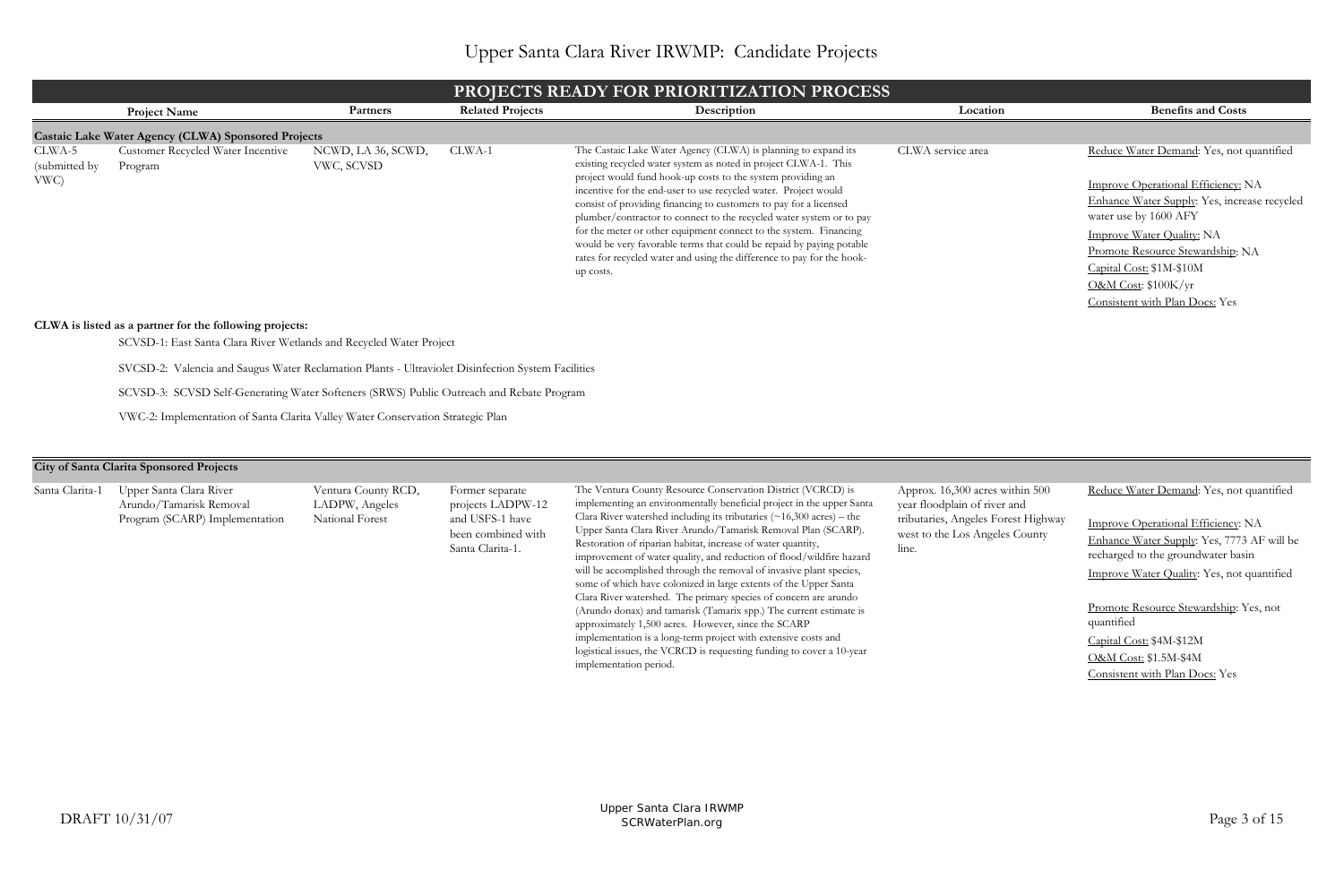# Upper Santa Clara River IRWMP: Candidate Projects

## PROJECTS READY FOR PRIORITIZATION PROCESS

| | Project Name | Partners | Related Projects | Description | Location | Benefits and Costs |
|---|---|---|---|---|---|---|
| **Castaic Lake Water Agency (CLWA) Sponsored Projects** | | | | | | |
| CLWA-5 (submitted by VWC) | Customer Recycled Water Incentive Program | NCWD, LA 36, SCWD, VWC, SCVSD | CLWA-1 | The Castaic Lake Water Agency (CLWA) is planning to expand its existing recycled water system as noted in project CLWA-1. This project would fund hook-up costs to the system providing an incentive for the end-user to use recycled water. Project would consist of providing financing to customers to pay for a licensed plumber/contractor to connect to the recycled water system or to pay for the meter or other equipment connect to the system. Financing would be very favorable terms that could be repaid by paying potable rates for recycled water and using the difference to pay for the hook-up costs. | CLWA service area | Reduce Water Demand: Yes, not quantified<br>Improve Operational Efficiency: NA<br>Enhance Water Supply: Yes, increase recycled water use by 1600 AFY<br>Improve Water Quality: NA<br>Promote Resource Stewardship: NA<br>Capital Cost: \$1M-\$10M<br>O&M Cost: \$100K/yr<br>Consistent with Plan Docs: Yes |

**CLWA is listed as a partner for the following projects:**

- SCVSD-1: East Santa Clara River Wetlands and Recycled Water Project
- SVCSD-2: Valencia and Saugus Water Reclamation Plants - Ultraviolet Disinfection System Facilities
- SCVSD-3: SCVSD Self-Generating Water Softeners (SRWS) Public Outreach and Rebate Program
- VWC-2: Implementation of Santa Clarita Valley Water Conservation Strategic Plan

| | Project Name | Partners | Related Projects | Description | Location | Benefits and Costs |
|---|---|---|---|---|---|---|
| **City of Santa Clarita Sponsored Projects** | | | | | | |
| Santa Clarita-1 | Upper Santa Clara River Arundo/Tamarisk Removal Program (SCARP) Implementation | Ventura County RCD, LADPW, Angeles National Forest | Former separate projects LADPW-12 and USFS-1 have been combined with Santa Clarita-1. | The Ventura County Resource Conservation District (VCRCD) is implementing an environmentally beneficial project in the upper Santa Clara River watershed including its tributaries (~16,300 acres) – the Upper Santa Clara River Arundo/Tamarisk Removal Plan (SCARP). Restoration of riparian habitat, increase of water quantity, improvement of water quality, and reduction of flood/wildfire hazard will be accomplished through the removal of invasive plant species, some of which have colonized in large extents of the Upper Santa Clara River watershed. The primary species of concern are arundo (Arundo donax) and tamarisk (Tamarix spp.) The current estimate is approximately 1,500 acres. However, since the SCARP implementation is a long-term project with extensive costs and logistical issues, the VCRCD is requesting funding to cover a 10-year implementation period. | Approx. 16,300 acres within 500 year floodplain of river and tributaries, Angeles Forest Highway west to the Los Angeles County line. | Reduce Water Demand: Yes, not quantified<br>Improve Operational Efficiency: NA<br>Enhance Water Supply: Yes, 7773 AF will be recharged to the groundwater basin<br>Improve Water Quality: Yes, not quantified<br>Promote Resource Stewardship: Yes, not quantified<br>Capital Cost: \$4M-\$12M<br>O&M Cost: \$1.5M-\$4M<br>Consistent with Plan Docs: Yes |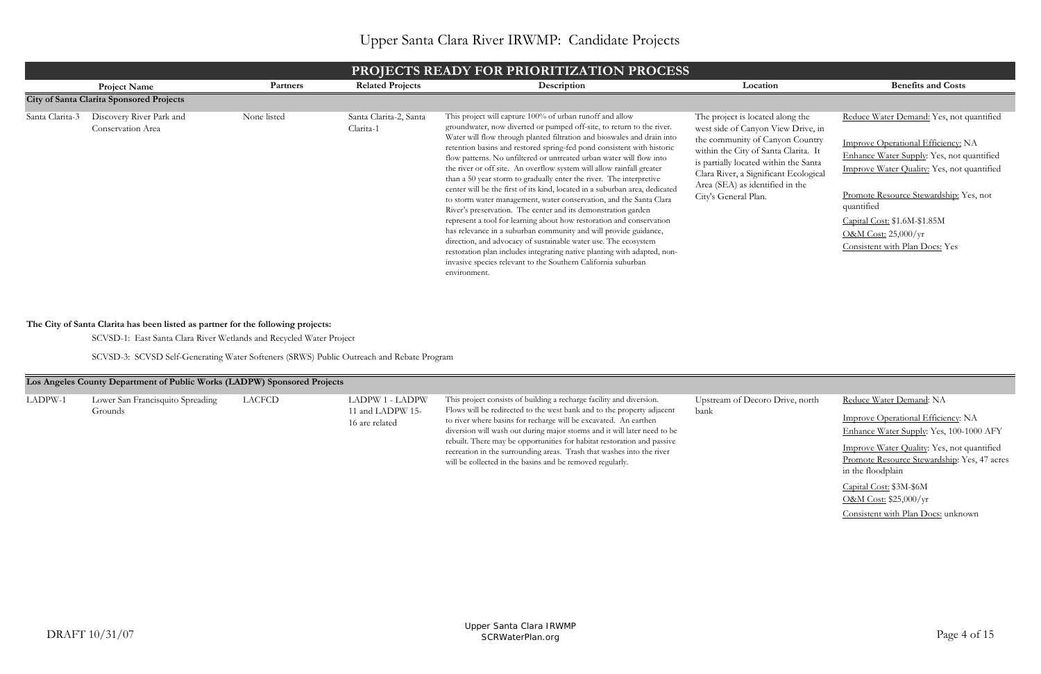# Upper Santa Clara River IRWMP: Candidate Projects

## PROJECTS READY FOR PRIORITIZATION PROCESS

| | Project Name | Partners | Related Projects | Description | Location | Benefits and Costs |
|---|---|---|---|---|---|---|
| **City of Santa Clarita Sponsored Projects** | | | | | | |
| Santa Clarita-3 | Discovery River Park and Conservation Area | None listed | Santa Clarita-2, Santa Clarita-1 | This project will capture 100% of urban runoff and allow groundwater, now diverted or pumped off-site, to return to the river. Water will flow through planted filtration and bioswales and drain into retention basins and restored spring-fed pond consistent with historic flow patterns. No unfiltered or untreated urban water will flow into the river or off site. An overflow system will allow rainfall greater than a 50 year storm to gradually enter the river. The interpretive center will be the first of its kind, located in a suburban area, dedicated to storm water management, water conservation, and the Santa Clara River's preservation. The center and its demonstration garden represent a tool for learning about how restoration and conservation has relevance in a suburban community and will provide guidance, direction, and advocacy of sustainable water use. The ecosystem restoration plan includes integrating native planting with adapted, non-invasive species relevant to the Southern California suburban environment. | The project is located along the west side of Canyon View Drive, in the community of Canyon Country within the City of Santa Clarita. It is partially located within the Santa Clara River, a Significant Ecological Area (SEA) as identified in the City's General Plan. | Reduce Water Demand: Yes, not quantified<br>Improve Operational Efficiency: NA<br>Enhance Water Supply: Yes, not quantified<br>Improve Water Quality: Yes, not quantified<br>Promote Resource Stewardship: Yes, not quantified<br>Capital Cost: $1.6M-$1.85M<br>O&M Cost: 25,000/yr<br>Consistent with Plan Docs: Yes |

**The City of Santa Clarita has been listed as partner for the following projects:**

SCVSD-1: East Santa Clara River Wetlands and Recycled Water Project

SCVSD-3: SCVSD Self-Generating Water Softeners (SRWS) Public Outreach and Rebate Program

| | Project Name | Partners | Related Projects | Description | Location | Benefits and Costs |
|---|---|---|---|---|---|---|
| **Los Angeles County Department of Public Works (LADPW) Sponsored Projects** | | | | | | |
| LADPW-1 | Lower San Francisquito Spreading Grounds | LACFCD | LADPW 1 - LADPW 11 and LADPW 15-16 are related | This project consists of building a recharge facility and diversion. Flows will be redirected to the west bank and to the property adjacent to river where basins for recharge will be excavated. An earthen diversion will wash out during major storms and it will later need to be rebuilt. There may be opportunities for habitat restoration and passive recreation in the surrounding areas. Trash that washes into the river will be collected in the basins and be removed regularly. | Upstream of Decoro Drive, north bank | Reduce Water Demand: NA<br>Improve Operational Efficiency: NA<br>Enhance Water Supply: Yes, 100-1000 AFY<br>Improve Water Quality: Yes, not quantified<br>Promote Resource Stewardship: Yes, 47 acres in the floodplain<br>Capital Cost: $3M-$6M<br>O&M Cost: $25,000/yr<br>Consistent with Plan Docs: unknown |

DRAFT 10/31/07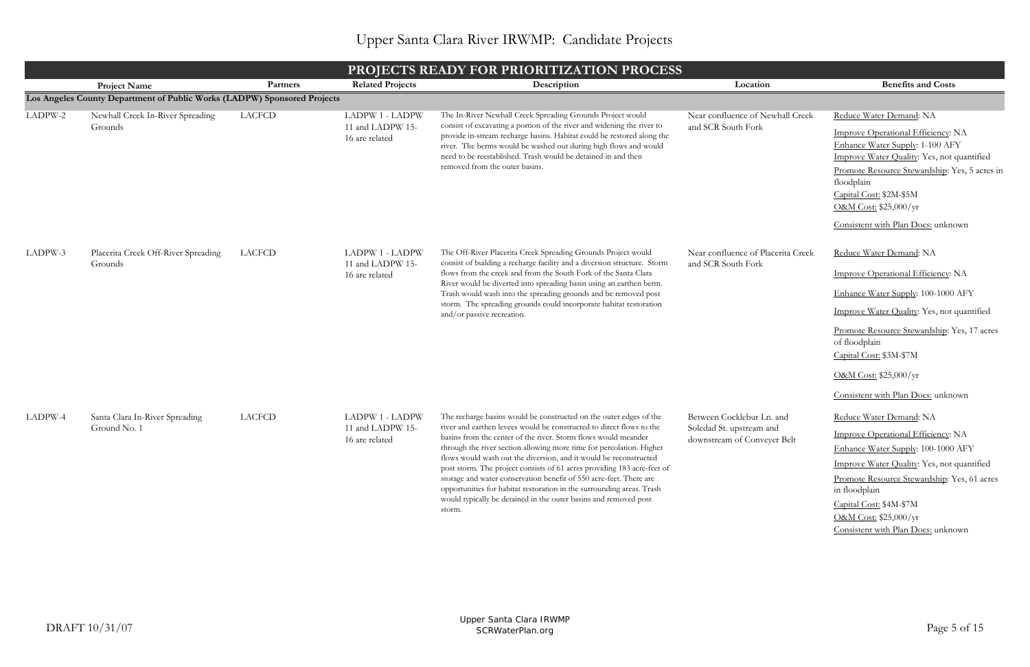# Upper Santa Clara River IRWMP: Candidate Projects

## PROJECTS READY FOR PRIORITIZATION PROCESS

| | Project Name | Partners | Related Projects | Description | Location | Benefits and Costs |
|---|---|---|---|---|---|---|
| **Los Angeles County Department of Public Works (LADPW) Sponsored Projects** | | | | | | |
| LADPW-2 | Newhall Creek In-River Spreading Grounds | LACFCD | LADPW 1 - LADPW 11 and LADPW 15-16 are related | The In-River Newhall Creek Spreading Grounds Project would consist of excavating a portion of the river and widening the river to provide in-stream recharge basins. Habitat could be restored along the river. The berms would be washed out during high flows and would need to be reestablished. Trash would be detained in and then removed from the outer basins. | Near confluence of Newhall Creek and SCR South Fork | Reduce Water Demand: NA<br>Improve Operational Efficiency: NA<br>Enhance Water Supply: 1-100 AFY<br>Improve Water Quality: Yes, not quantified<br>Promote Resource Stewardship: Yes, 5 acres in floodplain<br>Capital Cost: $2M-$5M<br>O&M Cost: $25,000/yr<br>Consistent with Plan Docs: unknown |
| LADPW-3 | Placerita Creek Off-River Spreading Grounds | LACFCD | LADPW 1 - LADPW 11 and LADPW 15-16 are related | The Off-River Placerita Creek Spreading Grounds Project would consist of building a recharge facility and a diversion structure. Storm flows from the creek and from the South Fork of the Santa Clara River would be diverted into spreading basin using an earthen berm. Trash would wash into the spreading grounds and be removed post storm. The spreading grounds could incorporate habitat restoration and/or passive recreation. | Near confluence of Placerita Creek and SCR South Fork | Reduce Water Demand: NA<br>Improve Operational Efficiency: NA<br>Enhance Water Supply: 100-1000 AFY<br>Improve Water Quality: Yes, not quantified<br>Promote Resource Stewardship: Yes, 17 acres of floodplain<br>Capital Cost: $3M-$7M<br>O&M Cost: $25,000/yr<br>Consistent with Plan Docs: unknown |
| LADPW-4 | Santa Clara In-River Spreading Ground No. 1 | LACFCD | LADPW 1 - LADPW 11 and LADPW 15-16 are related | The recharge basins would be constructed on the outer edges of the river and earthen levees would be constructed to direct flows to the basins from the center of the river. Storm flows would meander through the river section allowing more time for percolation. Higher flows would wash out the diversion, and it would be reconstructed post storm. The project consists of 61 acres providing 183 acre-feet of storage and water conservation benefit of 550 acre-feet. There are opportunities for habitat restoration in the surrounding areas. Trash would typically be detained in the outer basins and removed post storm. | Between Cocklebur Ln. and Soledad St. upstream and downstream of Conveyer Belt | Reduce Water Demand: NA<br>Improve Operational Efficiency: NA<br>Enhance Water Supply: 100-1000 AFY<br>Improve Water Quality: Yes, not quantified<br>Promote Resource Stewardship: Yes, 61 acres in floodplain<br>Capital Cost: $4M-$7M<br>O&M Cost: $25,000/yr<br>Consistent with Plan Docs: unknown |

DRAFT 10/31/07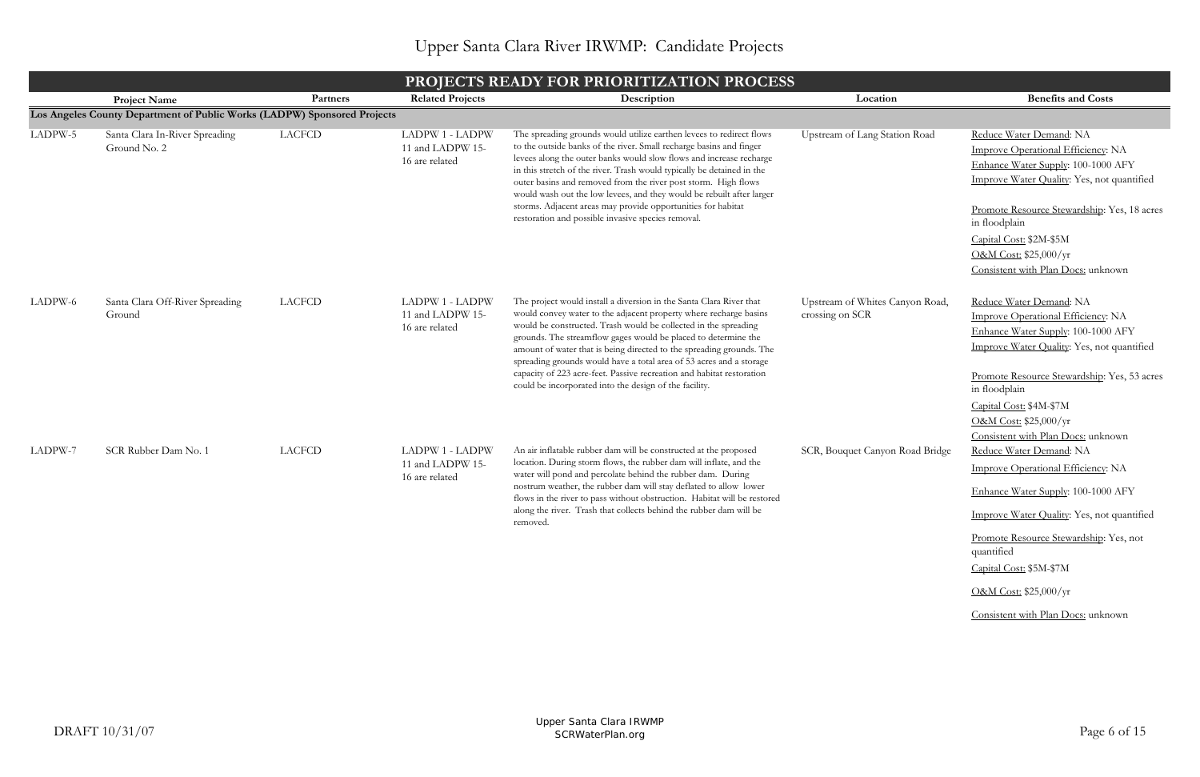# Upper Santa Clara River IRWMP: Candidate Projects

## PROJECTS READY FOR PRIORITIZATION PROCESS

| | Project Name | Partners | Related Projects | Description | Location | Benefits and Costs |
|---|---|---|---|---|---|---|
| **Los Angeles County Department of Public Works (LADPW) Sponsored Projects** | | | | | | |
| LADPW-5 | Santa Clara In-River Spreading Ground No. 2 | LACFCD | LADPW 1 - LADPW 11 and LADPW 15-16 are related | The spreading grounds would utilize earthen levees to redirect flows to the outside banks of the river. Small recharge basins and finger levees along the outer banks would slow flows and increase recharge in this stretch of the river. Trash would typically be detained in the outer basins and removed from the river post storm. High flows would wash out the low levees, and they would be rebuilt after larger storms. Adjacent areas may provide opportunities for habitat restoration and possible invasive species removal. | Upstream of Lang Station Road | Reduce Water Demand: NA<br>Improve Operational Efficiency: NA<br>Enhance Water Supply: 100-1000 AFY<br>Improve Water Quality: Yes, not quantified<br>Promote Resource Stewardship: Yes, 18 acres in floodplain<br>Capital Cost: $2M-$5M<br>O&M Cost: $25,000/yr<br>Consistent with Plan Docs: unknown |
| LADPW-6 | Santa Clara Off-River Spreading Ground | LACFCD | LADPW 1 - LADPW 11 and LADPW 15-16 are related | The project would install a diversion in the Santa Clara River that would convey water to the adjacent property where recharge basins would be constructed. Trash would be collected in the spreading grounds. The streamflow gages would be placed to determine the amount of water that is being directed to the spreading grounds. The spreading grounds would have a total area of 53 acres and a storage capacity of 223 acre-feet. Passive recreation and habitat restoration could be incorporated into the design of the facility. | Upstream of Whites Canyon Road, crossing on SCR | Reduce Water Demand: NA<br>Improve Operational Efficiency: NA<br>Enhance Water Supply: 100-1000 AFY<br>Improve Water Quality: Yes, not quantified<br>Promote Resource Stewardship: Yes, 53 acres in floodplain<br>Capital Cost: $4M-$7M<br>O&M Cost: $25,000/yr<br>Consistent with Plan Docs: unknown |
| LADPW-7 | SCR Rubber Dam No. 1 | LACFCD | LADPW 1 - LADPW 11 and LADPW 15-16 are related | An air inflatable rubber dam will be constructed at the proposed location. During storm flows, the rubber dam will inflate, and the water will pond and percolate behind the rubber dam. During nostrum weather, the rubber dam will stay deflated to allow lower flows in the river to pass without obstruction. Habitat will be restored along the river. Trash that collects behind the rubber dam will be removed. | SCR, Bouquet Canyon Road Bridge | Reduce Water Demand: NA<br>Improve Operational Efficiency: NA<br>Enhance Water Supply: 100-1000 AFY<br>Improve Water Quality: Yes, not quantified<br>Promote Resource Stewardship: Yes, not quantified<br>Capital Cost: $5M-$7M<br>O&M Cost: $25,000/yr<br>Consistent with Plan Docs: unknown |

DRAFT 10/31/07

Upper Santa Clara IRWMP
SCRWaterPlan.org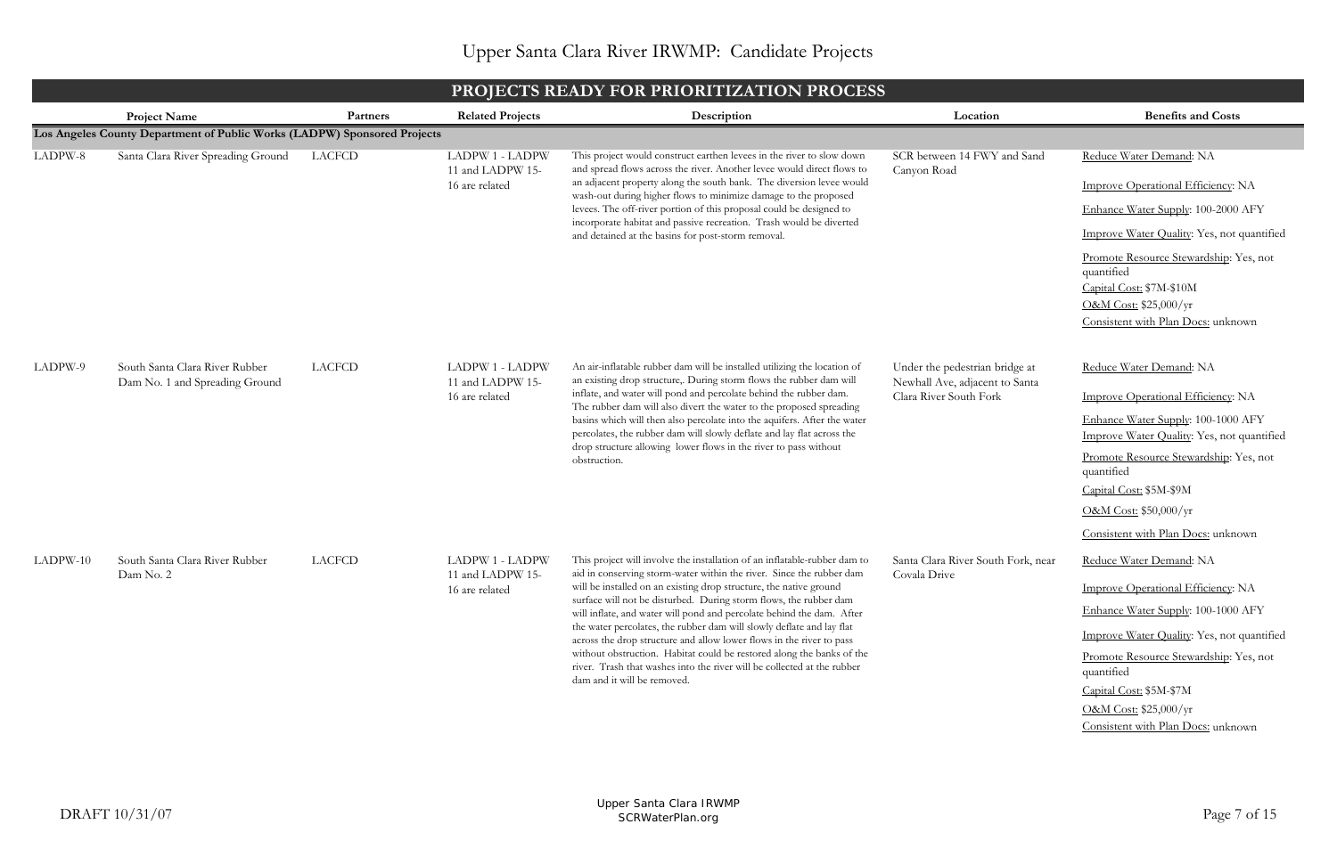# Upper Santa Clara River IRWMP: Candidate Projects

## PROJECTS READY FOR PRIORITIZATION PROCESS

| | Project Name | Partners | Related Projects | Description | Location | Benefits and Costs |
|---|---|---|---|---|---|---|
| **Los Angeles County Department of Public Works (LADPW) Sponsored Projects** | | | | | | |
| LADPW-8 | Santa Clara River Spreading Ground | LACFCD | LADPW 1 - LADPW 11 and LADPW 15-16 are related | This project would construct earthen levees in the river to slow down and spread flows across the river. Another levee would direct flows to an adjacent property along the south bank. The diversion levee would wash-out during higher flows to minimize damage to the proposed levees. The off-river portion of this proposal could be designed to incorporate habitat and passive recreation. Trash would be diverted and detained at the basins for post-storm removal. | SCR between 14 FWY and Sand Canyon Road | Reduce Water Demand: NA<br>Improve Operational Efficiency: NA<br>Enhance Water Supply: 100-2000 AFY<br>Improve Water Quality: Yes, not quantified<br>Promote Resource Stewardship: Yes, not quantified<br>Capital Cost: $7M-$10M<br>O&M Cost: $25,000/yr<br>Consistent with Plan Docs: unknown |
| LADPW-9 | South Santa Clara River Rubber Dam No. 1 and Spreading Ground | LACFCD | LADPW 1 - LADPW 11 and LADPW 15-16 are related | An air-inflatable rubber dam will be installed utilizing the location of an existing drop structure,. During storm flows the rubber dam will inflate, and water will pond and percolate behind the rubber dam. The rubber dam will also divert the water to the proposed spreading basins which will then also percolate into the aquifers. After the water percolates, the rubber dam will slowly deflate and lay flat across the drop structure allowing lower flows in the river to pass without obstruction. | Under the pedestrian bridge at Newhall Ave, adjacent to Santa Clara River South Fork | Reduce Water Demand: NA<br>Improve Operational Efficiency: NA<br>Enhance Water Supply: 100-1000 AFY<br>Improve Water Quality: Yes, not quantified<br>Promote Resource Stewardship: Yes, not quantified<br>Capital Cost: $5M-$9M<br>O&M Cost: $50,000/yr<br>Consistent with Plan Docs: unknown |
| LADPW-10 | South Santa Clara River Rubber Dam No. 2 | LACFCD | LADPW 1 - LADPW 11 and LADPW 15-16 are related | This project will involve the installation of an inflatable-rubber dam to aid in conserving storm-water within the river. Since the rubber dam will be installed on an existing drop structure, the native ground surface will not be disturbed. During storm flows, the rubber dam will inflate, and water will pond and percolate behind the dam. After the water percolates, the rubber dam will slowly deflate and lay flat across the drop structure and allow lower flows in the river to pass without obstruction. Habitat could be restored along the banks of the river. Trash that washes into the river will be collected at the rubber dam and it will be removed. | Santa Clara River South Fork, near Covala Drive | Reduce Water Demand: NA<br>Improve Operational Efficiency: NA<br>Enhance Water Supply: 100-1000 AFY<br>Improve Water Quality: Yes, not quantified<br>Promote Resource Stewardship: Yes, not quantified<br>Capital Cost: $5M-$7M<br>O&M Cost: $25,000/yr<br>Consistent with Plan Docs: unknown |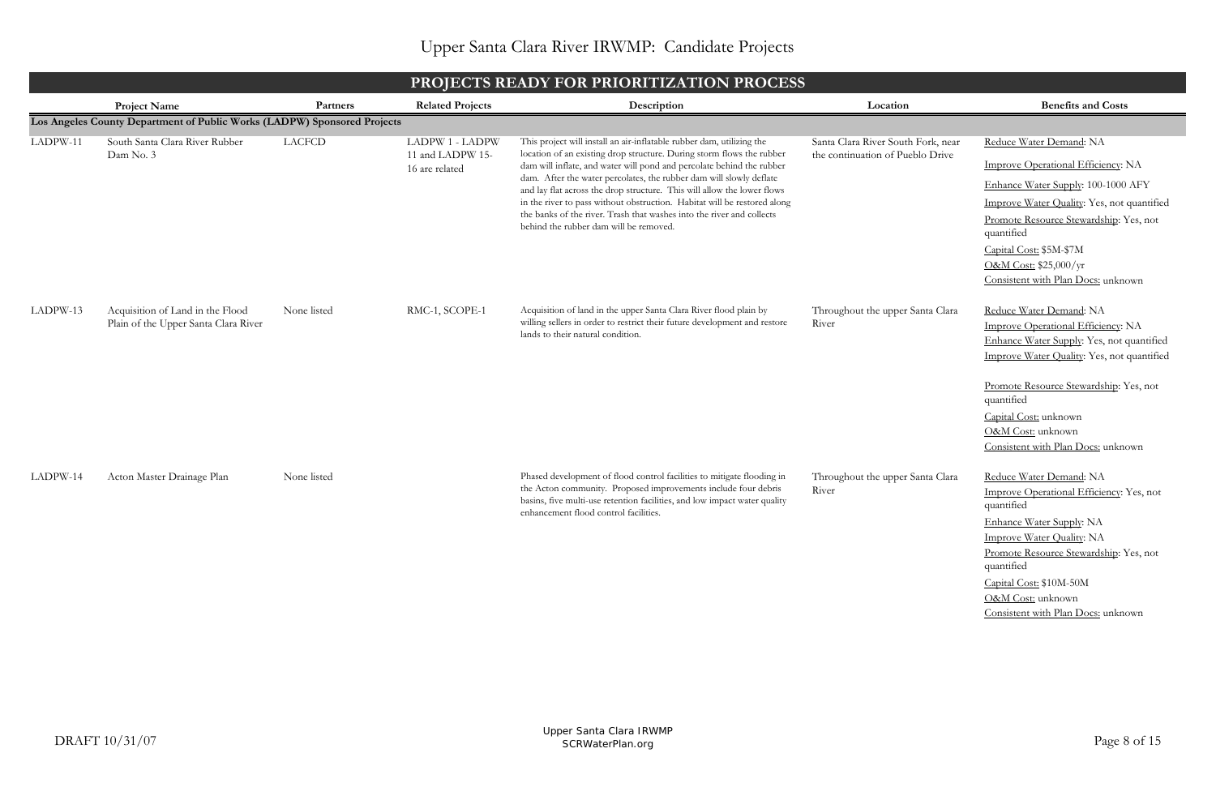# Upper Santa Clara River IRWMP: Candidate Projects

## PROJECTS READY FOR PRIORITIZATION PROCESS

| | Project Name | Partners | Related Projects | Description | Location | Benefits and Costs |
|---|---|---|---|---|---|---|
| **Los Angeles County Department of Public Works (LADPW) Sponsored Projects** | | | | | | |
| LADPW-11 | South Santa Clara River Rubber Dam No. 3 | LACFCD | LADPW 1 - LADPW 11 and LADPW 15-16 are related | This project will install an air-inflatable rubber dam, utilizing the location of an existing drop structure. During storm flows the rubber dam will inflate, and water will pond and percolate behind the rubber dam. After the water percolates, the rubber dam will slowly deflate and lay flat across the drop structure. This will allow the lower flows in the river to pass without obstruction. Habitat will be restored along the banks of the river. Trash that washes into the river and collects behind the rubber dam will be removed. | Santa Clara River South Fork, near the continuation of Pueblo Drive | Reduce Water Demand: NA<br>Improve Operational Efficiency: NA<br>Enhance Water Supply: 100-1000 AFY<br>Improve Water Quality: Yes, not quantified<br>Promote Resource Stewardship: Yes, not quantified<br>Capital Cost: $5M-$7M<br>O&M Cost: $25,000/yr<br>Consistent with Plan Docs: unknown |
| LADPW-13 | Acquisition of Land in the Flood Plain of the Upper Santa Clara River | None listed | RMC-1, SCOPE-1 | Acquisition of land in the upper Santa Clara River flood plain by willing sellers in order to restrict their future development and restore lands to their natural condition. | Throughout the upper Santa Clara River | Reduce Water Demand: NA<br>Improve Operational Efficiency: NA<br>Enhance Water Supply: Yes, not quantified<br>Improve Water Quality: Yes, not quantified<br>Promote Resource Stewardship: Yes, not quantified<br>Capital Cost: unknown<br>O&M Cost: unknown<br>Consistent with Plan Docs: unknown |
| LADPW-14 | Acton Master Drainage Plan | None listed | | Phased development of flood control facilities to mitigate flooding in the Acton community. Proposed improvements include four debris basins, five multi-use retention facilities, and low impact water quality enhancement flood control facilities. | Throughout the upper Santa Clara River | Reduce Water Demand: NA<br>Improve Operational Efficiency: Yes, not quantified<br>Enhance Water Supply: NA<br>Improve Water Quality: NA<br>Promote Resource Stewardship: Yes, not quantified<br>Capital Cost: $10M-50M<br>O&M Cost: unknown<br>Consistent with Plan Docs: unknown |

DRAFT 10/31/07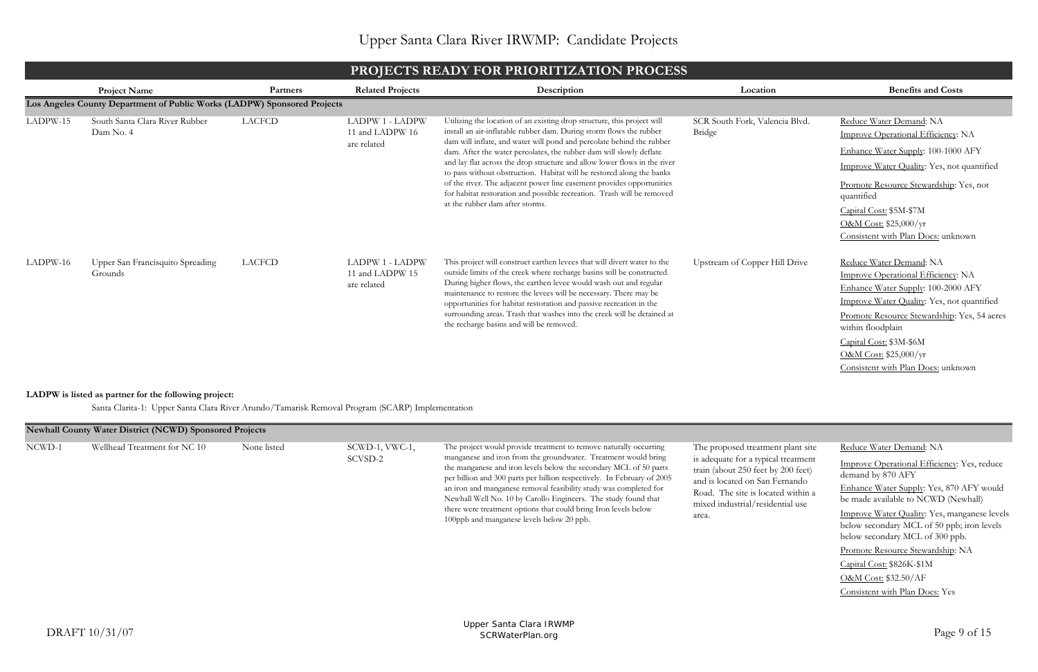# Upper Santa Clara River IRWMP: Candidate Projects

## PROJECTS READY FOR PRIORITIZATION PROCESS

| | Project Name | Partners | Related Projects | Description | Location | Benefits and Costs |
|---|---|---|---|---|---|---|
| **Los Angeles County Department of Public Works (LADPW) Sponsored Projects** | | | | | | |
| LADPW-15 | South Santa Clara River Rubber Dam No. 4 | LACFCD | LADPW 1 - LADPW 11 and LADPW 16 are related | Utilizing the location of an existing drop structure, this project will install an air-inflatable rubber dam. During storm flows the rubber dam will inflate, and water will pond and percolate behind the rubber dam. After the water percolates, the rubber dam will slowly deflate and lay flat across the drop structure and allow lower flows in the river to pass without obstruction. Habitat will be restored along the banks of the river. The adjacent power line easement provides opportunities for habitat restoration and possible recreation. Trash will be removed at the rubber dam after storms. | SCR South Fork, Valencia Blvd. Bridge | Reduce Water Demand: NA<br>Improve Operational Efficiency: NA<br>Enhance Water Supply: 100-1000 AFY<br>Improve Water Quality: Yes, not quantified<br>Promote Resource Stewardship: Yes, not quantified<br>Capital Cost: \$5M-\$7M<br>O&M Cost: \$25,000/yr<br>Consistent with Plan Docs: unknown |
| LADPW-16 | Upper San Francisquito Spreading Grounds | LACFCD | LADPW 1 - LADPW 11 and LADPW 15 are related | This project will construct earthen levees that will divert water to the outside limits of the creek where recharge basins will be constructed. During higher flows, the earthen levee would wash out and regular maintenance to restore the levees will be necessary. There may be opportunities for habitat restoration and passive recreation in the surrounding areas. Trash that washes into the creek will be detained at the recharge basins and will be removed. | Upstream of Copper Hill Drive | Reduce Water Demand: NA<br>Improve Operational Efficiency: NA<br>Enhance Water Supply: 100-2000 AFY<br>Improve Water Quality: Yes, not quantified<br>Promote Resource Stewardship: Yes, 54 acres within floodplain<br>Capital Cost: \$3M-\$6M<br>O&M Cost: \$25,000/yr<br>Consistent with Plan Docs: unknown |

**LADPW is listed as partner for the following project:**

Santa Clarita-1: Upper Santa Clara River Arundo/Tamarisk Removal Program (SCARP) Implementation

| | Project Name | Partners | Related Projects | Description | Location | Benefits and Costs |
|---|---|---|---|---|---|---|
| **Newhall County Water District (NCWD) Sponsored Projects** | | | | | | |
| NCWD-1 | Wellhead Treatment for NC 10 | None listed | SCWD-1, VWC-1, SCVSD-2 | The project would provide treatment to remove naturally occurring manganese and iron from the groundwater. Treatment would bring the manganese and iron levels below the secondary MCL of 50 parts per billion and 300 parts per billion respectively. In February of 2005 an iron and manganese removal feasibility study was completed for Newhall Well No. 10 by Carollo Engineers. The study found that there were treatment options that could bring Iron levels below 100ppb and manganese levels below 20 ppb. | The proposed treatment plant site is adequate for a typical treatment train (about 250 feet by 200 feet) and is located on San Fernando Road. The site is located within a mixed industrial/residential use area. | Reduce Water Demand: NA<br>Improve Operational Efficiency: Yes, reduce demand by 870 AFY<br>Enhance Water Supply: Yes, 870 AFY would be made available to NCWD (Newhall)<br>Improve Water Quality: Yes, manganese levels below secondary MCL of 50 ppb; iron levels below secondary MCL of 300 ppb.<br>Promote Resource Stewardship: NA<br>Capital Cost: \$826K-\$1M<br>O&M Cost: \$32.50/AF<br>Consistent with Plan Docs: Yes |

DRAFT 10/31/07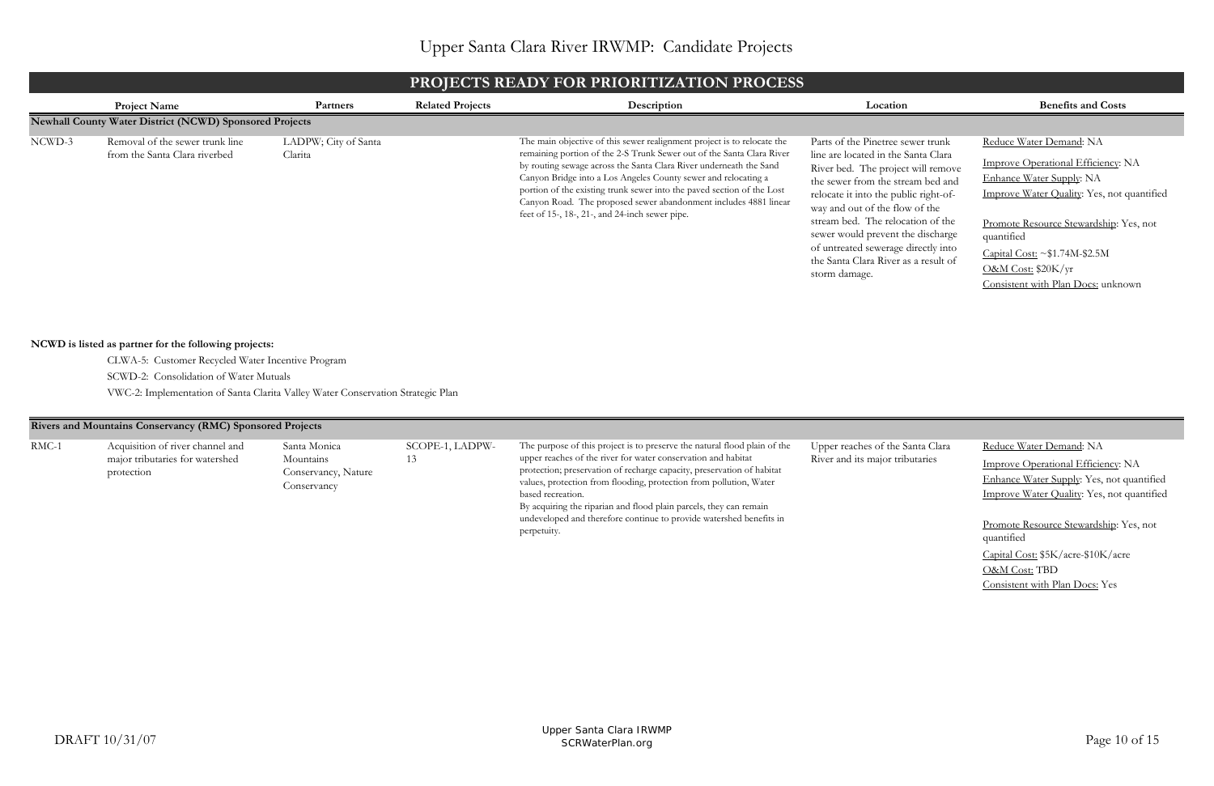# Upper Santa Clara River IRWMP: Candidate Projects

## PROJECTS READY FOR PRIORITIZATION PROCESS

| | Project Name | Partners | Related Projects | Description | Location | Benefits and Costs |
|---|---|---|---|---|---|---|
| **Newhall County Water District (NCWD) Sponsored Projects** | | | | | | |
| NCWD-3 | Removal of the sewer trunk line from the Santa Clara riverbed | LADPW; City of Santa Clarita | | The main objective of this sewer realignment project is to relocate the remaining portion of the 2-S Trunk Sewer out of the Santa Clara River by routing sewage across the Santa Clara River underneath the Sand Canyon Bridge into a Los Angeles County sewer and relocating a portion of the existing trunk sewer into the paved section of the Lost Canyon Road. The proposed sewer abandonment includes 4881 linear feet of 15-, 18-, 21-, and 24-inch sewer pipe. | Parts of the Pinetree sewer trunk line are located in the Santa Clara River bed. The project will remove the sewer from the stream bed and relocate it into the public right-of-way and out of the flow of the stream bed. The relocation of the sewer would prevent the discharge of untreated sewerage directly into the Santa Clara River as a result of storm damage. | Reduce Water Demand: NA<br>Improve Operational Efficiency: NA<br>Enhance Water Supply: NA<br>Improve Water Quality: Yes, not quantified<br>Promote Resource Stewardship: Yes, not quantified<br>Capital Cost: ~$1.74M-$2.5M<br>O&M Cost: $20K/yr<br>Consistent with Plan Docs: unknown |

**NCWD is listed as partner for the following projects:**

- CLWA-5: Customer Recycled Water Incentive Program
- SCWD-2: Consolidation of Water Mutuals
- VWC-2: Implementation of Santa Clarita Valley Water Conservation Strategic Plan

| | Project Name | Partners | Related Projects | Description | Location | Benefits and Costs |
|---|---|---|---|---|---|---|
| **Rivers and Mountains Conservancy (RMC) Sponsored Projects** | | | | | | |
| RMC-1 | Acquisition of river channel and major tributaries for watershed protection | Santa Monica Mountains Conservancy, Nature Conservancy | SCOPE-1, LADPW-13 | The purpose of this project is to preserve the natural flood plain of the upper reaches of the river for water conservation and habitat protection; preservation of recharge capacity, preservation of habitat values, protection from flooding, protection from pollution, Water based recreation.<br>By acquiring the riparian and flood plain parcels, they can remain undeveloped and therefore continue to provide watershed benefits in perpetuity. | Upper reaches of the Santa Clara River and its major tributaries | Reduce Water Demand: NA<br>Improve Operational Efficiency: NA<br>Enhance Water Supply: Yes, not quantified<br>Improve Water Quality: Yes, not quantified<br>Promote Resource Stewardship: Yes, not quantified<br>Capital Cost: $5K/acre-$10K/acre<br>O&M Cost: TBD<br>Consistent with Plan Docs: Yes |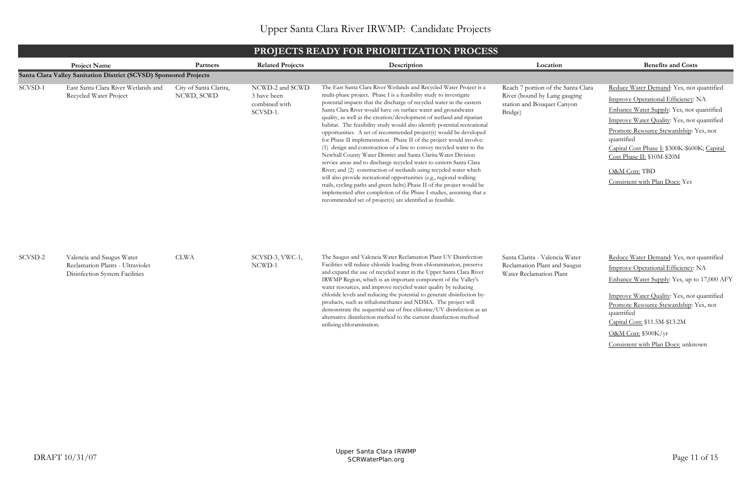# Upper Santa Clara River IRWMP: Candidate Projects

## PROJECTS READY FOR PRIORITIZATION PROCESS

| | Project Name | Partners | Related Projects | Description | Location | Benefits and Costs |
|---|---|---|---|---|---|---|
| **Santa Clara Valley Sanitation District (SCVSD) Sponsored Projects** | | | | | | |
| SCVSD-1 | East Santa Clara River Wetlands and Recycled Water Project | City of Santa Clarita, NCWD, SCWD | NCWD-2 and SCWD-3 have been combined with SCVSD-1. | The East Santa Clara River Wetlands and Recycled Water Project is a multi-phase project. Phase I is a feasibility study to investigate potential impacts that the discharge of recycled water in the eastern Santa Clara River would have on surface water and groundwater quality, as well as the creation/development of wetland and riparian habitat. The feasibility study would also identify potential recreational opportunities. A set of recommended project(s) would be developed for Phase II implementation. Phase II of the project would involve: (1) design and construction of a line to convey recycled water to the Newhall County Water District and Santa Clarita Water Division service areas and to discharge recycled water to eastern Santa Clara River; and (2) construction of wetlands using recycled water which will also provide recreational opportunities (e.g., regional walking trails, cycling paths and green belts).Phase II of the project would be implemented after completion of the Phase I studies, assuming that a recommended set of project(s) are identified as feasibile. | Reach 7 portion of the Santa Clara River (bound by Lang gauging station and Bouquet Canyon Bridge) | Reduce Water Demand: Yes, not quantified<br>Improve Operational Efficiency: NA<br>Enhance Water Supply: Yes, not quantified<br>Improve Water Quality: Yes, not quantified<br>Promote Resource Stewardship: Yes, not quantified<br>Capital Cost Phase I: \$300K-\$600K; Capital Cost Phase II: \$10M-\$20M<br>O&M Cost: TBD<br>Consistent with Plan Docs: Yes |
| SCVSD-2 | Valencia and Saugus Water Reclamation Plants - Ultraviolet Disinfection System Facilities | CLWA | SCVSD-3, VWC-1, NCWD-1 | The Saugus and Valencia Water Reclamation Plant UV Disinfection Facilities will reduce chloride loading from chloramination, preserve and expand the use of recycled water in the Upper Santa Clara River IRWMP Region, which is an important component of the Valley's water resources, and improve recycled water quality by reducing chloride levels and reducing the potential to generate disinfection by-products, such as trihalomethanes and NDMA. The project will demonstrate the sequential use of free chlorine/UV disinfection as an alternative disinfection method to the current disinfection method utilizing chloramination. | Santa Clarita - Valencia Water Reclamation Plant and Saugus Water Reclamation Plant | Reduce Water Demand: Yes, not quantified<br>Improve Operational Efficiency: NA<br>Enhance Water Supply: Yes, up to 17,000 AFY<br>Improve Water Quality: Yes, not quantified<br>Promote Resource Stewardship: Yes, not quantified<br>Capital Cost: \$11.5M-\$13.2M<br>O&M Cost: \$500K/yr<br>Consistent with Plan Docs: unknown |

DRAFT 10/31/07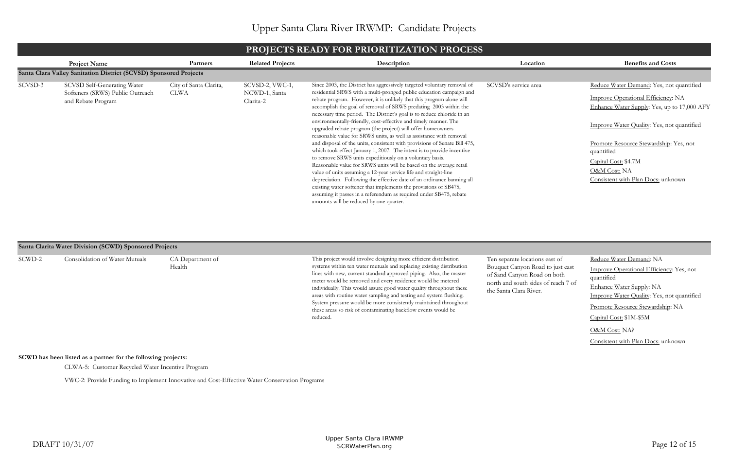# Upper Santa Clara River IRWMP: Candidate Projects

## PROJECTS READY FOR PRIORITIZATION PROCESS

| | Project Name | Partners | Related Projects | Description | Location | Benefits and Costs |
|---|---|---|---|---|---|---|
| **Santa Clara Valley Sanitation District (SCVSD) Sponsored Projects** | | | | | | |
| SCVSD-3 | SCVSD Self-Generating Water Softeners (SRWS) Public Outreach and Rebate Program | City of Santa Clarita, CLWA | SCVSD-2, VWC-1, NCWD-1, Santa Clarita-2 | Since 2003, the District has aggressively targeted voluntary removal of residential SRWS with a multi-pronged public education campaign and rebate program. However, it is unlikely that this program alone will accomplish the goal of removal of SRWS predating 2003 within the necessary time period. The District's goal is to reduce chloride in an environmentally-friendly, cost-effective and timely manner. The upgraded rebate program (the project) will offer homeowners reasonable value for SRWS units, as well as assistance with removal and disposal of the units, consistent with provisions of Senate Bill 475, which took effect January 1, 2007. The intent is to provide incentive to remove SRWS units expeditiously on a voluntary basis. Reasonable value for SRWS units will be based on the average retail value of units assuming a 12-year service life and straight-line depreciation. Following the effective date of an ordinance banning all existing water softener that implements the provisions of SB475, assuming it passes in a referendum as required under SB475, rebate amounts will be reduced by one quarter. | SCVSD's service area | Reduce Water Demand: Yes, not quantified<br>Improve Operational Efficiency: NA<br>Enhance Water Supply: Yes, up to 17,000 AFY<br>Improve Water Quality: Yes, not quantified<br>Promote Resource Stewardship: Yes, not quantified<br>Capital Cost: \$4.7M<br>O&M Cost: NA<br>Consistent with Plan Docs: unknown |
| **Santa Clarita Water Division (SCWD) Sponsored Projects** | | | | | | |
| SCWD-2 | Consolidation of Water Mutuals | CA Department of Health | | This project would involve designing more efficient distribution systems within ten water mutuals and replacing existing distribution lines with new, current standard approved piping. Also, the master meter would be removed and every residence would be metered individually. This would assure good water quality throughout these areas with routine water sampling and testing and system flushing. System pressure would be more consistently maintained throughout these areas so risk of contaminating backflow events would be reduced. | Ten separate locations east of Bouquet Canyon Road to just east of Sand Canyon Road on both north and south sides of reach 7 of the Santa Clara River. | Reduce Water Demand: NA<br>Improve Operational Efficiency: Yes, not quantified<br>Enhance Water Supply: NA<br>Improve Water Quality: Yes, not quantified<br>Promote Resource Stewardship: NA<br>Capital Cost: \$1M-\$5M<br>O&M Cost: NA?<br>Consistent with Plan Docs: unknown |

**SCWD has been listed as a partner for the following projects:**

CLWA-5: Customer Recycled Water Incentive Program

VWC-2: Provide Funding to Implement Innovative and Cost-Effective Water Conservation Programs

DRAFT 10/31/07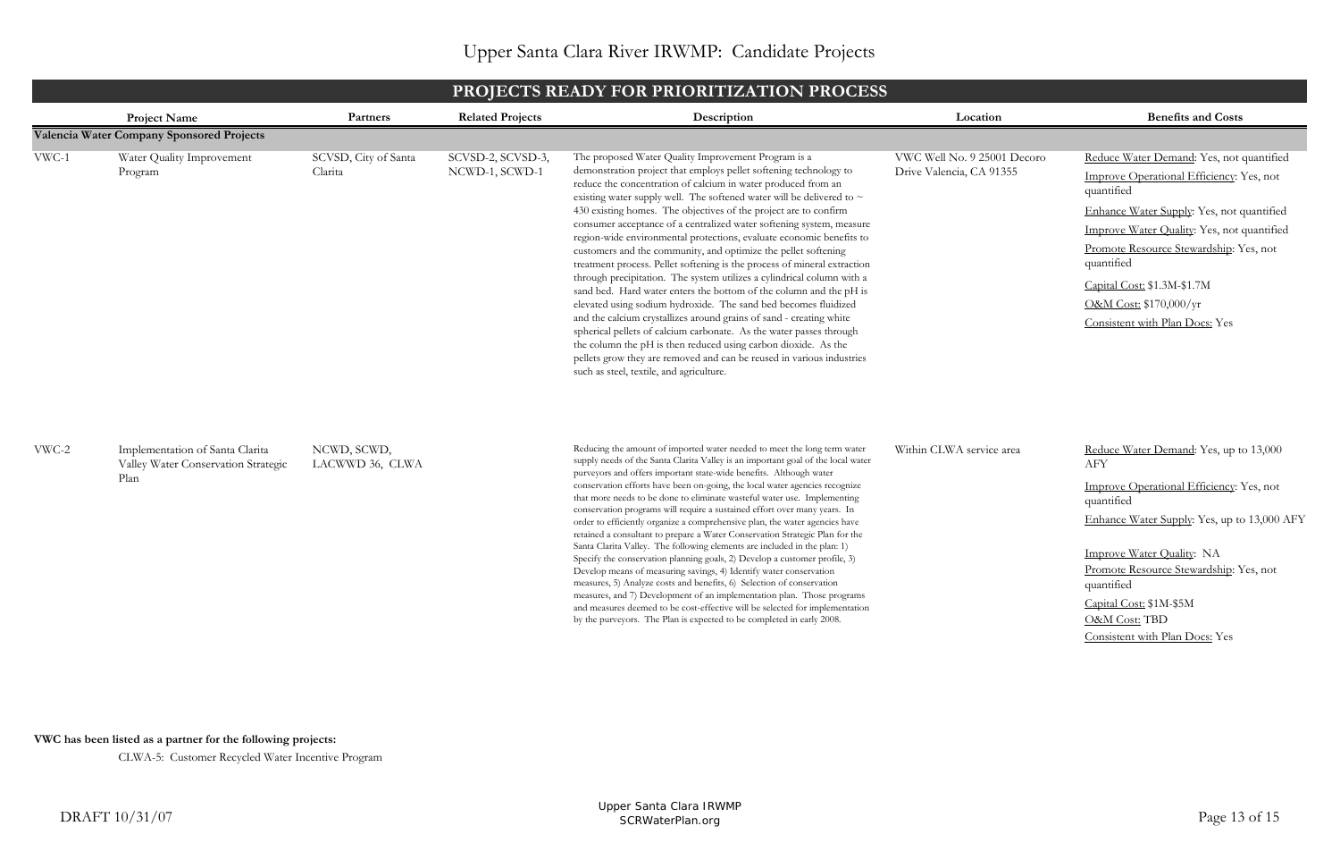# Upper Santa Clara River IRWMP: Candidate Projects

## PROJECTS READY FOR PRIORITIZATION PROCESS

| | Project Name | Partners | Related Projects | Description | Location | Benefits and Costs |
|---|---|---|---|---|---|---|
| **Valencia Water Company Sponsored Projects** | | | | | | |
| VWC-1 | Water Quality Improvement Program | SCVSD, City of Santa Clarita | SCVSD-2, SCVSD-3, NCWD-1, SCWD-1 | The proposed Water Quality Improvement Program is a demonstration project that employs pellet softening technology to reduce the concentration of calcium in water produced from an existing water supply well. The softened water will be delivered to ~ 430 existing homes. The objectives of the project are to confirm consumer acceptance of a centralized water softening system, measure region-wide environmental protections, evaluate economic benefits to customers and the community, and optimize the pellet softening treatment process. Pellet softening is the process of mineral extraction through precipitation. The system utilizes a cylindrical column with a sand bed. Hard water enters the bottom of the column and the pH is elevated using sodium hydroxide. The sand bed becomes fluidized and the calcium crystallizes around grains of sand - creating white spherical pellets of calcium carbonate. As the water passes through the column the pH is then reduced using carbon dioxide. As the pellets grow they are removed and can be reused in various industries such as steel, textile, and agriculture. | VWC Well No. 9 25001 Decoro Drive Valencia, CA 91355 | Reduce Water Demand: Yes, not quantified<br>Improve Operational Efficiency: Yes, not quantified<br>Enhance Water Supply: Yes, not quantified<br>Improve Water Quality: Yes, not quantified<br>Promote Resource Stewardship: Yes, not quantified<br>Capital Cost: \$1.3M-\$1.7M<br>O&M Cost: \$170,000/yr<br>Consistent with Plan Docs: Yes |
| VWC-2 | Implementation of Santa Clarita Valley Water Conservation Strategic Plan | NCWD, SCWD, LACWWD 36, CLWA | | Reducing the amount of imported water needed to meet the long term water supply needs of the Santa Clarita Valley is an important goal of the local water purveyors and offers important state-wide benefits. Although water conservation efforts have been on-going, the local water agencies recognize that more needs to be done to eliminate wasteful water use. Implementing conservation programs will require a sustained effort over many years. In order to efficiently organize a comprehensive plan, the water agencies have retained a consultant to prepare a Water Conservation Strategic Plan for the Santa Clarita Valley. The following elements are included in the plan: 1) Specify the conservation planning goals, 2) Develop a customer profile, 3) Develop means of measuring savings, 4) Identify water conservation measures, 5) Analyze costs and benefits, 6) Selection of conservation measures, and 7) Development of an implementation plan. Those programs and measures deemed to be cost-effective will be selected for implementation by the purveyors. The Plan is expected to be completed in early 2008. | Within CLWA service area | Reduce Water Demand: Yes, up to 13,000 AFY<br>Improve Operational Efficiency: Yes, not quantified<br>Enhance Water Supply: Yes, up to 13,000 AFY<br>Improve Water Quality: NA<br>Promote Resource Stewardship: Yes, not quantified<br>Capital Cost: \$1M-\$5M<br>O&M Cost: TBD<br>Consistent with Plan Docs: Yes |

**VWC has been listed as a partner for the following projects:**

CLWA-5: Customer Recycled Water Incentive Program

DRAFT 10/31/07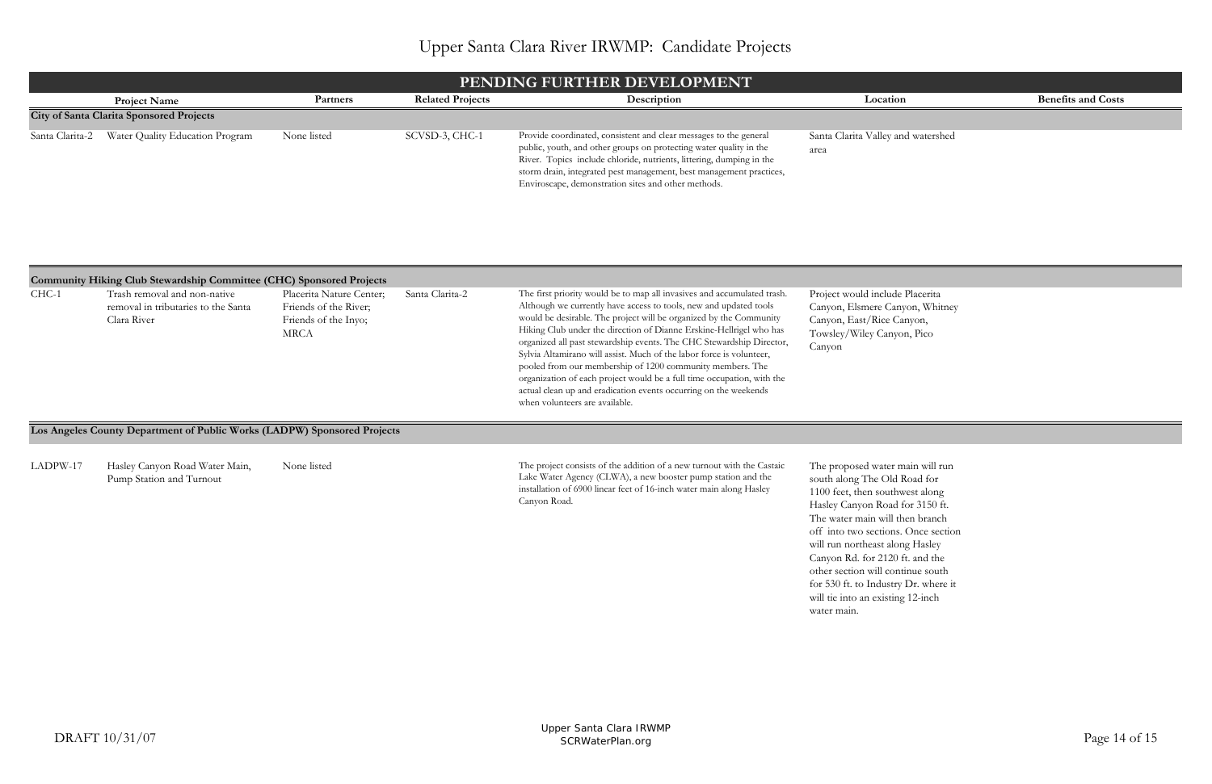# Upper Santa Clara River IRWMP: Candidate Projects

## PENDING FURTHER DEVELOPMENT

| | Project Name | Partners | Related Projects | Description | Location | Benefits and Costs |
|---|---|---|---|---|---|---|
| **City of Santa Clarita Sponsored Projects** | | | | | | |
| Santa Clarita-2 | Water Quality Education Program | None listed | SCVSD-3, CHC-1 | Provide coordinated, consistent and clear messages to the general public, youth, and other groups on protecting water quality in the River. Topics include chloride, nutrients, littering, dumping in the storm drain, integrated pest management, best management practices, Enviroscape, demonstration sites and other methods. | Santa Clarita Valley and watershed area | |
| **Community Hiking Club Stewardship Committee (CHC) Sponsored Projects** | | | | | | |
| CHC-1 | Trash removal and non-native removal in tributaries to the Santa Clara River | Placerita Nature Center; Friends of the River; Friends of the Inyo; MRCA | Santa Clarita-2 | The first priority would be to map all invasives and accumulated trash. Although we currently have access to tools, new and updated tools would be desirable. The project will be organized by the Community Hiking Club under the direction of Dianne Erskine-Hellrigel who has organized all past stewardship events. The CHC Stewardship Director, Sylvia Altamirano will assist. Much of the labor force is volunteer, pooled from our membership of 1200 community members. The organization of each project would be a full time occupation, with the actual clean up and eradication events occurring on the weekends when volunteers are available. | Project would include Placerita Canyon, Elsmere Canyon, Whitney Canyon, East/Rice Canyon, Towsley/Wiley Canyon, Pico Canyon | |
| **Los Angeles County Department of Public Works (LADPW) Sponsored Projects** | | | | | | |
| LADPW-17 | Hasley Canyon Road Water Main, Pump Station and Turnout | None listed | | The project consists of the addition of a new turnout with the Castaic Lake Water Agency (CLWA), a new booster pump station and the installation of 6900 linear feet of 16-inch water main along Hasley Canyon Road. | The proposed water main will run south along The Old Road for 1100 feet, then southwest along Hasley Canyon Road for 3150 ft. The water main will then branch off into two sections. Once section will run northeast along Hasley Canyon Rd. for 2120 ft. and the other section will continue south for 530 ft. to Industry Dr. where it will tie into an existing 12-inch water main. | |

DRAFT 10/31/07

Upper Santa Clara IRWMP
SCRWaterPlan.org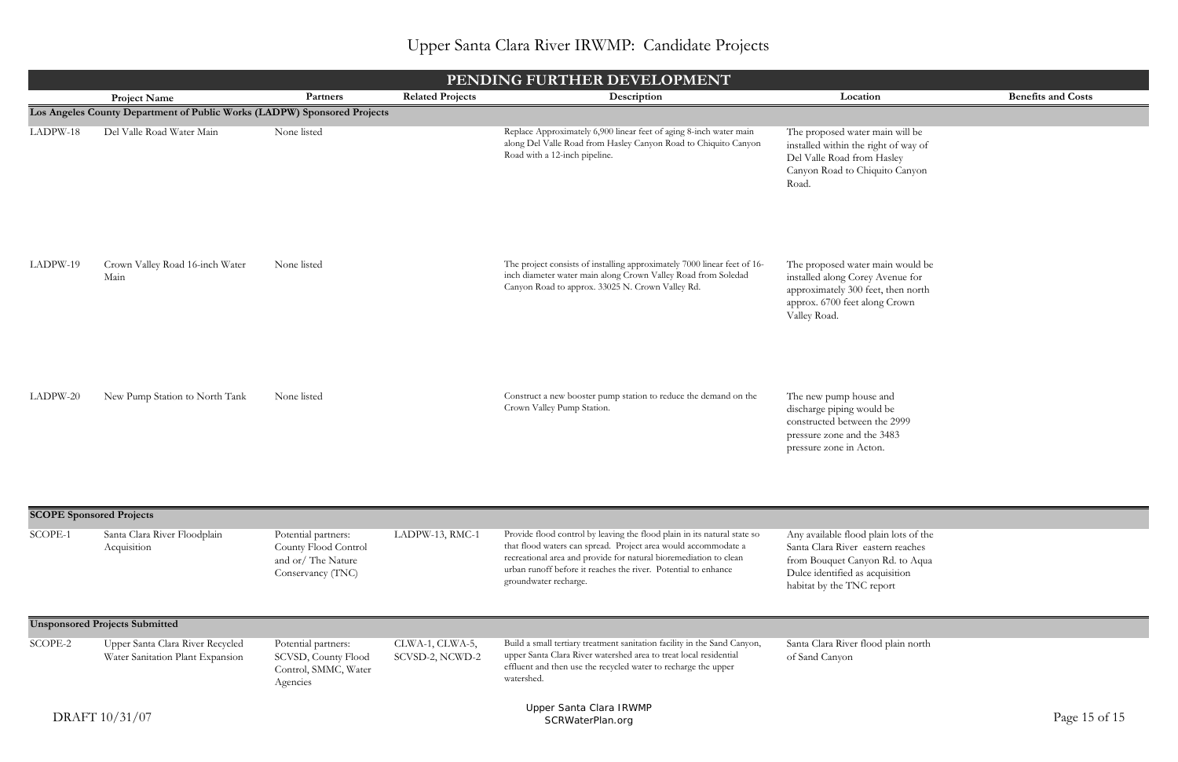# Upper Santa Clara River IRWMP: Candidate Projects

## PENDING FURTHER DEVELOPMENT

| | Project Name | Partners | Related Projects | Description | Location | Benefits and Costs |
|---|---|---|---|---|---|---|
| **Los Angeles County Department of Public Works (LADPW) Sponsored Projects** | | | | | | |
| LADPW-18 | Del Valle Road Water Main | None listed | | Replace Approximately 6,900 linear feet of aging 8-inch water main along Del Valle Road from Hasley Canyon Road to Chiquito Canyon Road with a 12-inch pipeline. | The proposed water main will be installed within the right of way of Del Valle Road from Hasley Canyon Road to Chiquito Canyon Road. | |
| LADPW-19 | Crown Valley Road 16-inch Water Main | None listed | | The project consists of installing approximately 7000 linear feet of 16-inch diameter water main along Crown Valley Road from Soledad Canyon Road to approx. 33025 N. Crown Valley Rd. | The proposed water main would be installed along Corey Avenue for approximately 300 feet, then north approx. 6700 feet along Crown Valley Road. | |
| LADPW-20 | New Pump Station to North Tank | None listed | | Construct a new booster pump station to reduce the demand on the Crown Valley Pump Station. | The new pump house and discharge piping would be constructed between the 2999 pressure zone and the 3483 pressure zone in Acton. | |
| **SCOPE Sponsored Projects** | | | | | | |
| SCOPE-1 | Santa Clara River Floodplain Acquisition | Potential partners: County Flood Control and or/ The Nature Conservancy (TNC) | LADPW-13, RMC-1 | Provide flood control by leaving the flood plain in its natural state so that flood waters can spread. Project area would accommodate a recreational area and provide for natural bioremediation to clean urban runoff before it reaches the river. Potential to enhance groundwater recharge. | Any available flood plain lots of the Santa Clara River eastern reaches from Bouquet Canyon Rd. to Aqua Dulce identified as acquisition habitat by the TNC report | |
| **Unsponsored Projects Submitted** | | | | | | |
| SCOPE-2 | Upper Santa Clara River Recycled Water Sanitation Plant Expansion | Potential partners: SCVSD, County Flood Control, SMMC, Water Agencies | CLWA-1, CLWA-5, SCVSD-2, NCWD-2 | Build a small tertiary treatment sanitation facility in the Sand Canyon, upper Santa Clara River watershed area to treat local residential effluent and then use the recycled water to recharge the upper watershed. | Santa Clara River flood plain north of Sand Canyon | |

DRAFT 10/31/07

Upper Santa Clara IRWMP
SCRWaterPlan.org